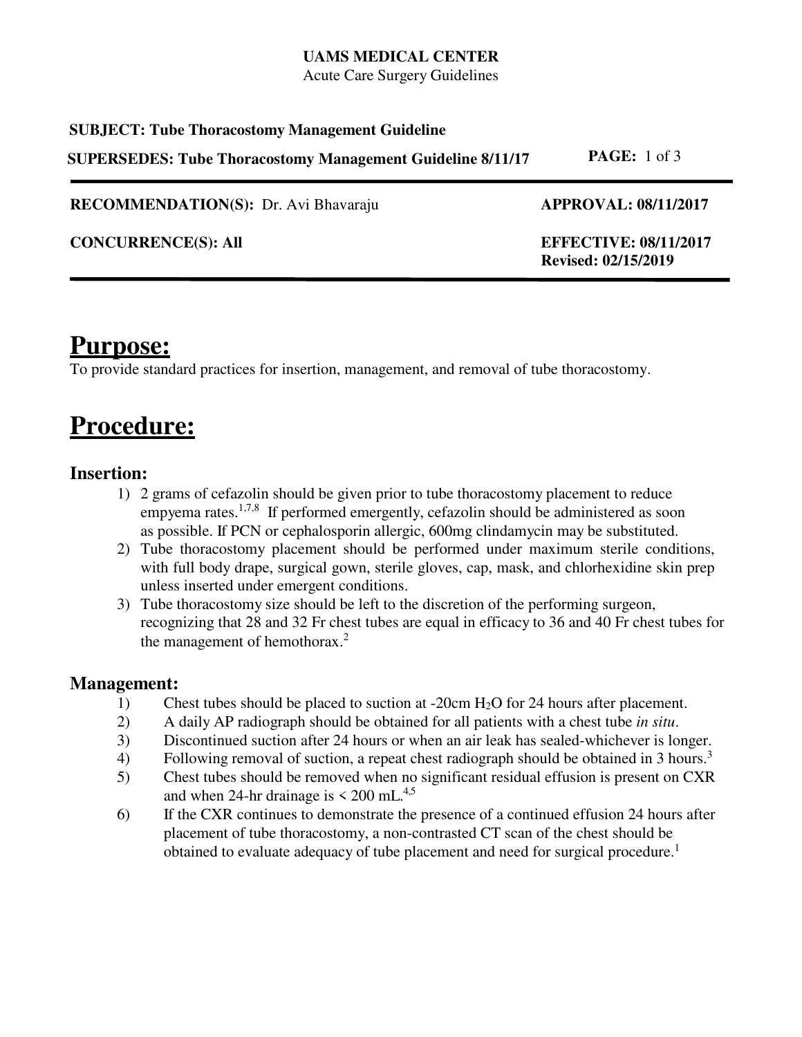**UAMS MEDICAL CENTER**
Acute Care Surgery Guidelines

**SUBJECT: Tube Thoracostomy Management Guideline**

**SUPERSEDES: Tube Thoracostomy Management Guideline 8/11/17**

**RECOMMENDATION(S):** Dr. Avi Bhavaraju **APPROVAL: 08/11/2017**

**CONCURRENCE(S): All** **EFFECTIVE: 08/11/2017**
**Revised: 02/15/2019**

# Purpose:

To provide standard practices for insertion, management, and removal of tube thoracostomy.

# Procedure:

## Insertion:

1) 2 grams of cefazolin should be given prior to tube thoracostomy placement to reduce empyema rates.[1,7,8] If performed emergently, cefazolin should be administered as soon as possible. If PCN or cephalosporin allergic, 600mg clindamycin may be substituted.
2) Tube thoracostomy placement should be performed under maximum sterile conditions, with full body drape, surgical gown, sterile gloves, cap, mask, and chlorhexidine skin prep unless inserted under emergent conditions.
3) Tube thoracostomy size should be left to the discretion of the performing surgeon, recognizing that 28 and 32 Fr chest tubes are equal in efficacy to 36 and 40 Fr chest tubes for the management of hemothorax.[2]

## Management:

1) Chest tubes should be placed to suction at -20cm $H_2O$ for 24 hours after placement.
2) A daily AP radiograph should be obtained for all patients with a chest tube *in situ*.
3) Discontinued suction after 24 hours or when an air leak has sealed-whichever is longer.
4) Following removal of suction, a repeat chest radiograph should be obtained in 3 hours.[3]
5) Chest tubes should be removed when no significant residual effusion is present on CXR and when 24-hr drainage is < 200 mL.[4,5]
6) If the CXR continues to demonstrate the presence of a continued effusion 24 hours after placement of tube thoracostomy, a non-contrasted CT scan of the chest should be obtained to evaluate adequacy of tube placement and need for surgical procedure.[1]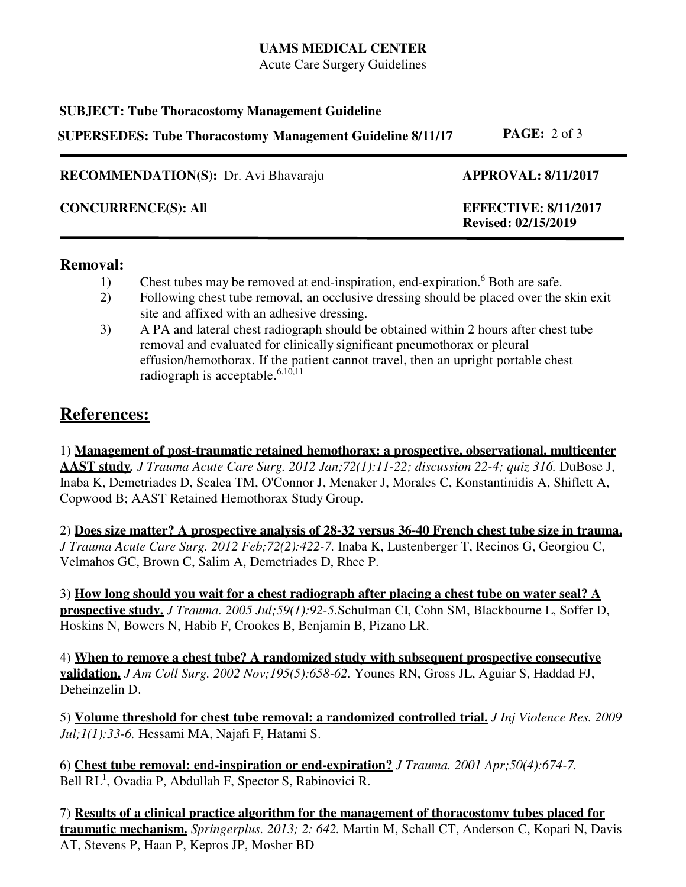## Removal:

1) Chest tubes may be removed at end-inspiration, end-expiration.[6] Both are safe.
2) Following chest tube removal, an occlusive dressing should be placed over the skin exit site and affixed with an adhesive dressing.
3) A PA and lateral chest radiograph should be obtained within 2 hours after chest tube removal and evaluated for clinically significant pneumothorax or pleural effusion/hemothorax. If the patient cannot travel, then an upright portable chest radiograph is acceptable.[6,10,11]

## References:

1) **Management of post-traumatic retained hemothorax: a prospective, observational, multicenter AAST study.** *J Trauma Acute Care Surg. 2012 Jan;72(1):11-22; discussion 22-4; quiz 316.* DuBose J, Inaba K, Demetriades D, Scalea TM, O'Connor J, Menaker J, Morales C, Konstantinidis A, Shiflett A, Copwood B; AAST Retained Hemothorax Study Group.

2) **Does size matter? A prospective analysis of 28-32 versus 36-40 French chest tube size in trauma.** *J Trauma Acute Care Surg. 2012 Feb;72(2):422-7.* Inaba K, Lustenberger T, Recinos G, Georgiou C, Velmahos GC, Brown C, Salim A, Demetriades D, Rhee P.

3) **How long should you wait for a chest radiograph after placing a chest tube on water seal? A prospective study.** *J Trauma. 2005 Jul;59(1):92-5.* Schulman CI, Cohn SM, Blackbourne L, Soffer D, Hoskins N, Bowers N, Habib F, Crookes B, Benjamin B, Pizano LR.

4) **When to remove a chest tube? A randomized study with subsequent prospective consecutive validation.** *J Am Coll Surg. 2002 Nov;195(5):658-62.* Younes RN, Gross JL, Aguiar S, Haddad FJ, Deheinzelin D.

5) **Volume threshold for chest tube removal: a randomized controlled trial.** *J Inj Violence Res. 2009 Jul;1(1):33-6.* Hessami MA, Najafi F, Hatami S.

6) **Chest tube removal: end-inspiration or end-expiration?** *J Trauma. 2001 Apr;50(4):674-7.* Bell RL[1], Ovadia P, Abdullah F, Spector S, Rabinovici R.

7) **Results of a clinical practice algorithm for the management of thoracostomy tubes placed for traumatic mechanism.** *Springerplus. 2013; 2: 642.* Martin M, Schall CT, Anderson C, Kopari N, Davis AT, Stevens P, Haan P, Kepros JP, Mosher BD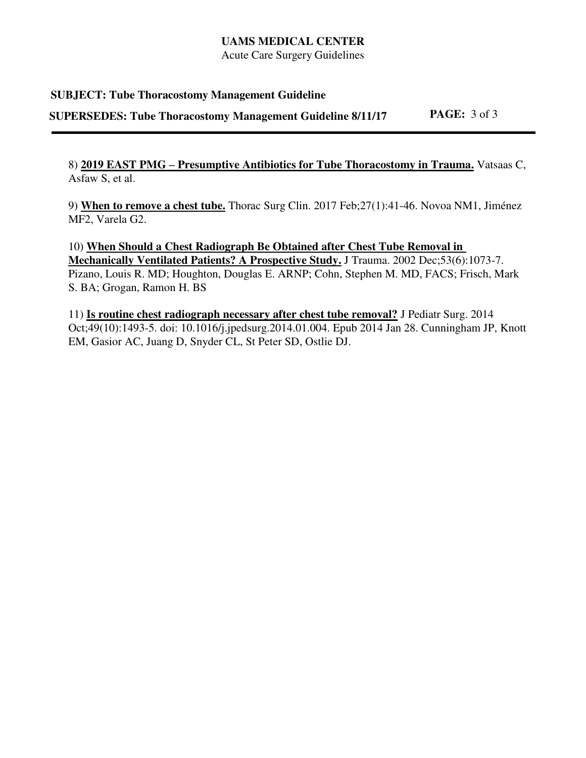8) **2019 EAST PMG – Presumptive Antibiotics for Tube Thoracostomy in Trauma.** Vatsaas C, Asfaw S, et al.

9) **When to remove a chest tube.** Thorac Surg Clin. 2017 Feb;27(1):41-46. Novoa NM1, Jiménez MF2, Varela G2.

10) **When Should a Chest Radiograph Be Obtained after Chest Tube Removal in Mechanically Ventilated Patients? A Prospective Study.** J Trauma. 2002 Dec;53(6):1073-7. Pizano, Louis R. MD; Houghton, Douglas E. ARNP; Cohn, Stephen M. MD, FACS; Frisch, Mark S. BA; Grogan, Ramon H. BS

11) **Is routine chest radiograph necessary after chest tube removal?** J Pediatr Surg. 2014 Oct;49(10):1493-5. doi: 10.1016/j.jpedsurg.2014.01.004. Epub 2014 Jan 28. Cunningham JP, Knott EM, Gasior AC, Juang D, Snyder CL, St Peter SD, Ostlie DJ.